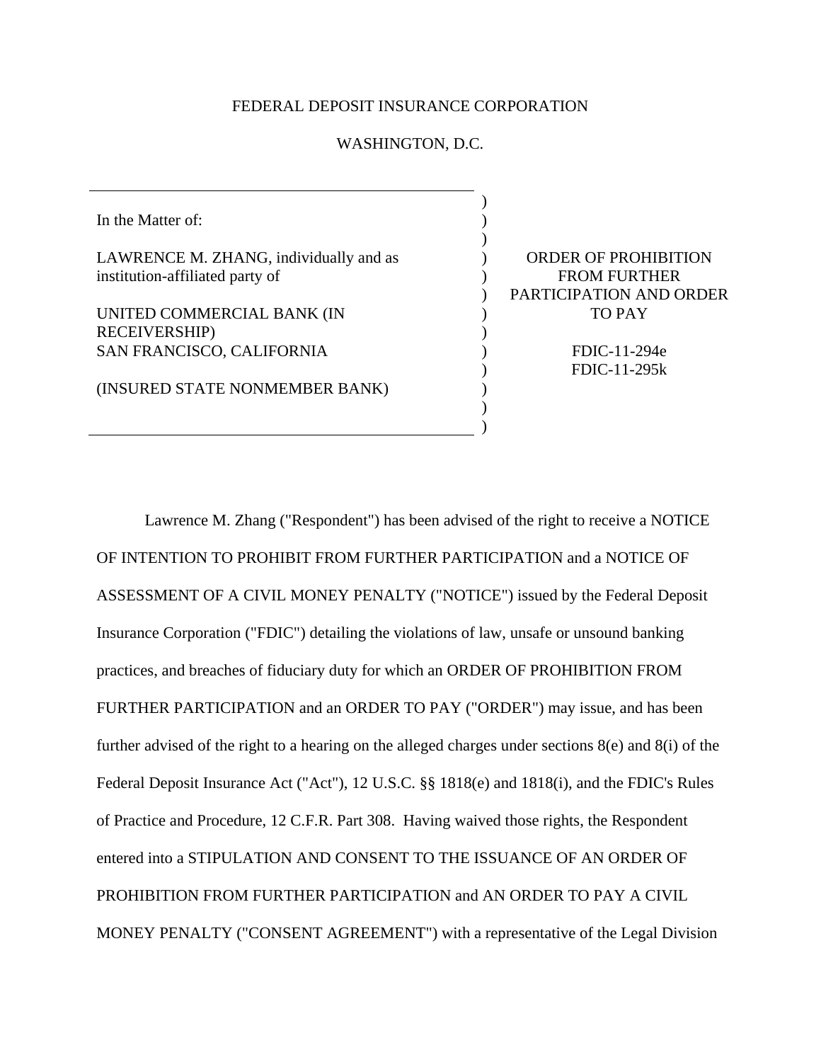FEDERAL DEPOSIT INSURANCE CORPORATION

WASHINGTON, D.C.

| | |
|---|---|
| In the Matter of:<br><br>LAWRENCE M. ZHANG, individually and as institution-affiliated party of<br><br>UNITED COMMERCIAL BANK (IN RECEIVERSHIP)<br>SAN FRANCISCO, CALIFORNIA<br><br>(INSURED STATE NONMEMBER BANK) | ORDER OF PROHIBITION FROM FURTHER PARTICIPATION AND ORDER TO PAY<br><br>FDIC-11-294e<br>FDIC-11-295k |

Lawrence M. Zhang ("Respondent") has been advised of the right to receive a NOTICE OF INTENTION TO PROHIBIT FROM FURTHER PARTICIPATION and a NOTICE OF ASSESSMENT OF A CIVIL MONEY PENALTY ("NOTICE") issued by the Federal Deposit Insurance Corporation ("FDIC") detailing the violations of law, unsafe or unsound banking practices, and breaches of fiduciary duty for which an ORDER OF PROHIBITION FROM FURTHER PARTICIPATION and an ORDER TO PAY ("ORDER") may issue, and has been further advised of the right to a hearing on the alleged charges under sections 8(e) and 8(i) of the Federal Deposit Insurance Act ("Act"), 12 U.S.C. §§ 1818(e) and 1818(i), and the FDIC's Rules of Practice and Procedure, 12 C.F.R. Part 308. Having waived those rights, the Respondent entered into a STIPULATION AND CONSENT TO THE ISSUANCE OF AN ORDER OF PROHIBITION FROM FURTHER PARTICIPATION and AN ORDER TO PAY A CIVIL MONEY PENALTY ("CONSENT AGREEMENT") with a representative of the Legal Division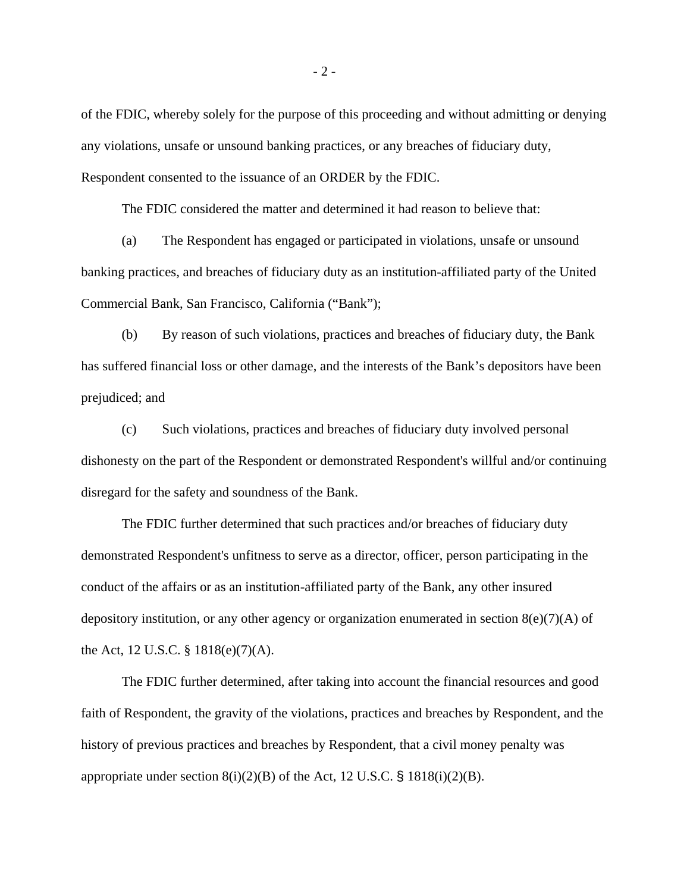of the FDIC, whereby solely for the purpose of this proceeding and without admitting or denying any violations, unsafe or unsound banking practices, or any breaches of fiduciary duty, Respondent consented to the issuance of an ORDER by the FDIC.

The FDIC considered the matter and determined it had reason to believe that:

(a) The Respondent has engaged or participated in violations, unsafe or unsound banking practices, and breaches of fiduciary duty as an institution-affiliated party of the United Commercial Bank, San Francisco, California ("Bank");

(b) By reason of such violations, practices and breaches of fiduciary duty, the Bank has suffered financial loss or other damage, and the interests of the Bank's depositors have been prejudiced; and

(c) Such violations, practices and breaches of fiduciary duty involved personal dishonesty on the part of the Respondent or demonstrated Respondent's willful and/or continuing disregard for the safety and soundness of the Bank.

The FDIC further determined that such practices and/or breaches of fiduciary duty demonstrated Respondent's unfitness to serve as a director, officer, person participating in the conduct of the affairs or as an institution-affiliated party of the Bank, any other insured depository institution, or any other agency or organization enumerated in section 8(e)(7)(A) of the Act, 12 U.S.C. § 1818(e)(7)(A).

The FDIC further determined, after taking into account the financial resources and good faith of Respondent, the gravity of the violations, practices and breaches by Respondent, and the history of previous practices and breaches by Respondent, that a civil money penalty was appropriate under section 8(i)(2)(B) of the Act, 12 U.S.C. § 1818(i)(2)(B).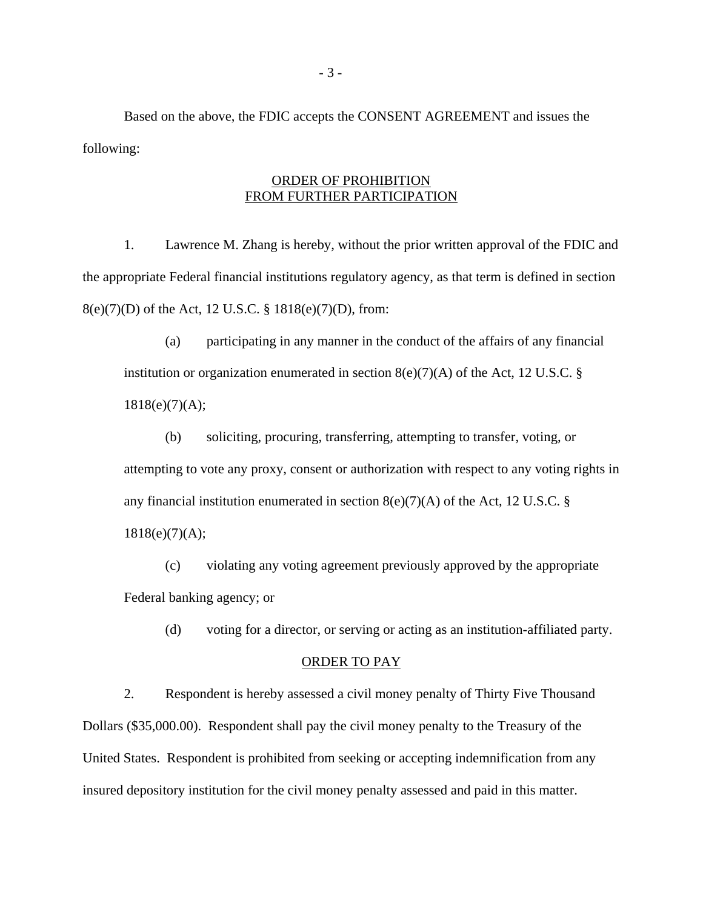Based on the above, the FDIC accepts the CONSENT AGREEMENT and issues the following:

## ORDER OF PROHIBITION FROM FURTHER PARTICIPATION

1. Lawrence M. Zhang is hereby, without the prior written approval of the FDIC and the appropriate Federal financial institutions regulatory agency, as that term is defined in section 8(e)(7)(D) of the Act, 12 U.S.C. § 1818(e)(7)(D), from:

   (a) participating in any manner in the conduct of the affairs of any financial institution or organization enumerated in section 8(e)(7)(A) of the Act, 12 U.S.C. § 1818(e)(7)(A);

   (b) soliciting, procuring, transferring, attempting to transfer, voting, or attempting to vote any proxy, consent or authorization with respect to any voting rights in any financial institution enumerated in section 8(e)(7)(A) of the Act, 12 U.S.C. § 1818(e)(7)(A);

   (c) violating any voting agreement previously approved by the appropriate Federal banking agency; or

   (d) voting for a director, or serving or acting as an institution-affiliated party.

## ORDER TO PAY

2. Respondent is hereby assessed a civil money penalty of Thirty Five Thousand Dollars ($35,000.00). Respondent shall pay the civil money penalty to the Treasury of the United States. Respondent is prohibited from seeking or accepting indemnification from any insured depository institution for the civil money penalty assessed and paid in this matter.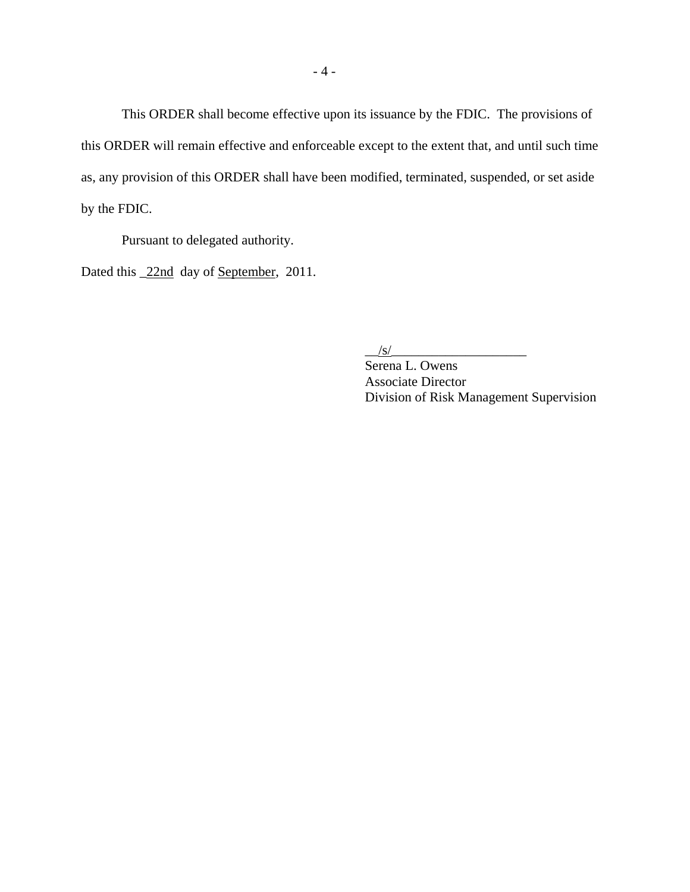This ORDER shall become effective upon its issuance by the FDIC. The provisions of this ORDER will remain effective and enforceable except to the extent that, and until such time as, any provision of this ORDER shall have been modified, terminated, suspended, or set aside by the FDIC.

Pursuant to delegated authority.

Dated this 22nd day of September, 2011.

/s/
Serena L. Owens
Associate Director
Division of Risk Management Supervision